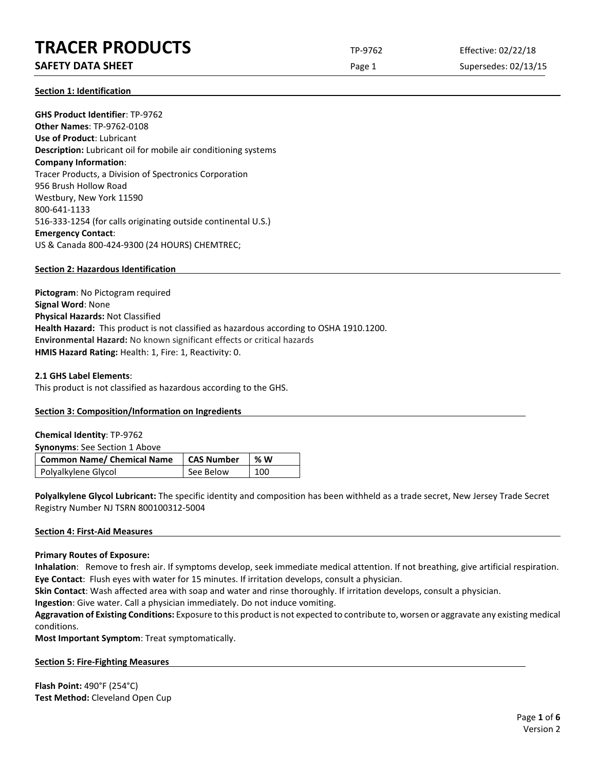# TRACER PRODUCTS

**SAFETY DATA SHEET**

TP-9762 | Effective: 02/22/18 | Supersedes: 02/13/15

## Section 1: Identification

**GHS Product Identifier**: TP-9762
**Other Names**: TP-9762-0108
**Use of Product**: Lubricant
**Description:** Lubricant oil for mobile air conditioning systems
**Company Information**:
Tracer Products, a Division of Spectronics Corporation
956 Brush Hollow Road
Westbury, New York 11590
800-641-1133
516-333-1254 (for calls originating outside continental U.S.)
**Emergency Contact**:
US & Canada 800-424-9300 (24 HOURS) CHEMTREC;

## Section 2: Hazardous Identification

**Pictogram**: No Pictogram required
**Signal Word**: None
**Physical Hazards:** Not Classified
**Health Hazard:** This product is not classified as hazardous according to OSHA 1910.1200.
**Environmental Hazard:** No known significant effects or critical hazards
**HMIS Hazard Rating:** Health: 1, Fire: 1, Reactivity: 0.

**2.1 GHS Label Elements**:
This product is not classified as hazardous according to the GHS.

## Section 3: Composition/Information on Ingredients

**Chemical Identity**: TP-9762
**Synonyms**: See Section 1 Above

| Common Name/ Chemical Name | CAS Number | % W |
|---|---|---|
| Polyalkylene Glycol | See Below | 100 |

**Polyalkylene Glycol Lubricant:** The specific identity and composition has been withheld as a trade secret, New Jersey Trade Secret Registry Number NJ TSRN 800100312-5004

## Section 4: First-Aid Measures

**Primary Routes of Exposure:**
**Inhalation**: Remove to fresh air. If symptoms develop, seek immediate medical attention. If not breathing, give artificial respiration.
**Eye Contact**: Flush eyes with water for 15 minutes. If irritation develops, consult a physician.
**Skin Contact**: Wash affected area with soap and water and rinse thoroughly. If irritation develops, consult a physician.
**Ingestion**: Give water. Call a physician immediately. Do not induce vomiting.
**Aggravation of Existing Conditions:** Exposure to this product is not expected to contribute to, worsen or aggravate any existing medical conditions.
**Most Important Symptom**: Treat symptomatically.

## Section 5: Fire-Fighting Measures

**Flash Point:** 490°F (254°C)
**Test Method:** Cleveland Open Cup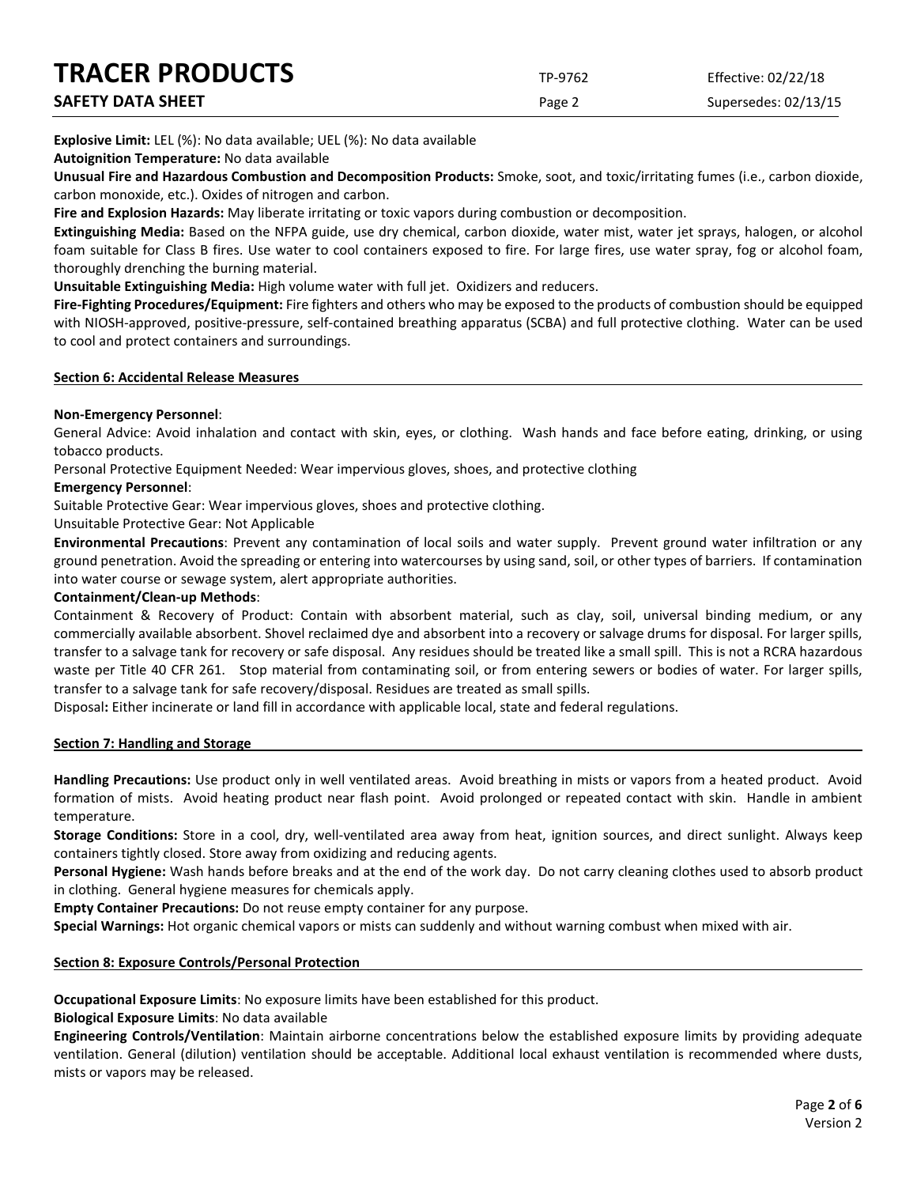**Explosive Limit:** LEL (%): No data available; UEL (%): No data available

**Autoignition Temperature:** No data available

**Unusual Fire and Hazardous Combustion and Decomposition Products:** Smoke, soot, and toxic/irritating fumes (i.e., carbon dioxide, carbon monoxide, etc.). Oxides of nitrogen and carbon.

**Fire and Explosion Hazards:** May liberate irritating or toxic vapors during combustion or decomposition.

**Extinguishing Media:** Based on the NFPA guide, use dry chemical, carbon dioxide, water mist, water jet sprays, halogen, or alcohol foam suitable for Class B fires. Use water to cool containers exposed to fire. For large fires, use water spray, fog or alcohol foam, thoroughly drenching the burning material.

**Unsuitable Extinguishing Media:** High volume water with full jet. Oxidizers and reducers.

**Fire-Fighting Procedures/Equipment:** Fire fighters and others who may be exposed to the products of combustion should be equipped with NIOSH-approved, positive-pressure, self-contained breathing apparatus (SCBA) and full protective clothing. Water can be used to cool and protect containers and surroundings.

## Section 6: Accidental Release Measures

**Non-Emergency Personnel**:

General Advice: Avoid inhalation and contact with skin, eyes, or clothing. Wash hands and face before eating, drinking, or using tobacco products.

Personal Protective Equipment Needed: Wear impervious gloves, shoes, and protective clothing

**Emergency Personnel**:

Suitable Protective Gear: Wear impervious gloves, shoes and protective clothing.

Unsuitable Protective Gear: Not Applicable

**Environmental Precautions**: Prevent any contamination of local soils and water supply. Prevent ground water infiltration or any ground penetration. Avoid the spreading or entering into watercourses by using sand, soil, or other types of barriers. If contamination into water course or sewage system, alert appropriate authorities.

**Containment/Clean-up Methods**:

Containment & Recovery of Product: Contain with absorbent material, such as clay, soil, universal binding medium, or any commercially available absorbent. Shovel reclaimed dye and absorbent into a recovery or salvage drums for disposal. For larger spills, transfer to a salvage tank for recovery or safe disposal. Any residues should be treated like a small spill. This is not a RCRA hazardous waste per Title 40 CFR 261. Stop material from contaminating soil, or from entering sewers or bodies of water. For larger spills, transfer to a salvage tank for safe recovery/disposal. Residues are treated as small spills.

Disposal**:** Either incinerate or land fill in accordance with applicable local, state and federal regulations.

## Section 7: Handling and Storage

**Handling Precautions:** Use product only in well ventilated areas. Avoid breathing in mists or vapors from a heated product. Avoid formation of mists. Avoid heating product near flash point. Avoid prolonged or repeated contact with skin. Handle in ambient temperature.

**Storage Conditions:** Store in a cool, dry, well-ventilated area away from heat, ignition sources, and direct sunlight. Always keep containers tightly closed. Store away from oxidizing and reducing agents.

**Personal Hygiene:** Wash hands before breaks and at the end of the work day. Do not carry cleaning clothes used to absorb product in clothing. General hygiene measures for chemicals apply.

**Empty Container Precautions:** Do not reuse empty container for any purpose.

**Special Warnings:** Hot organic chemical vapors or mists can suddenly and without warning combust when mixed with air.

## Section 8: Exposure Controls/Personal Protection

**Occupational Exposure Limits**: No exposure limits have been established for this product.

**Biological Exposure Limits**: No data available

**Engineering Controls/Ventilation**: Maintain airborne concentrations below the established exposure limits by providing adequate ventilation. General (dilution) ventilation should be acceptable. Additional local exhaust ventilation is recommended where dusts, mists or vapors may be released.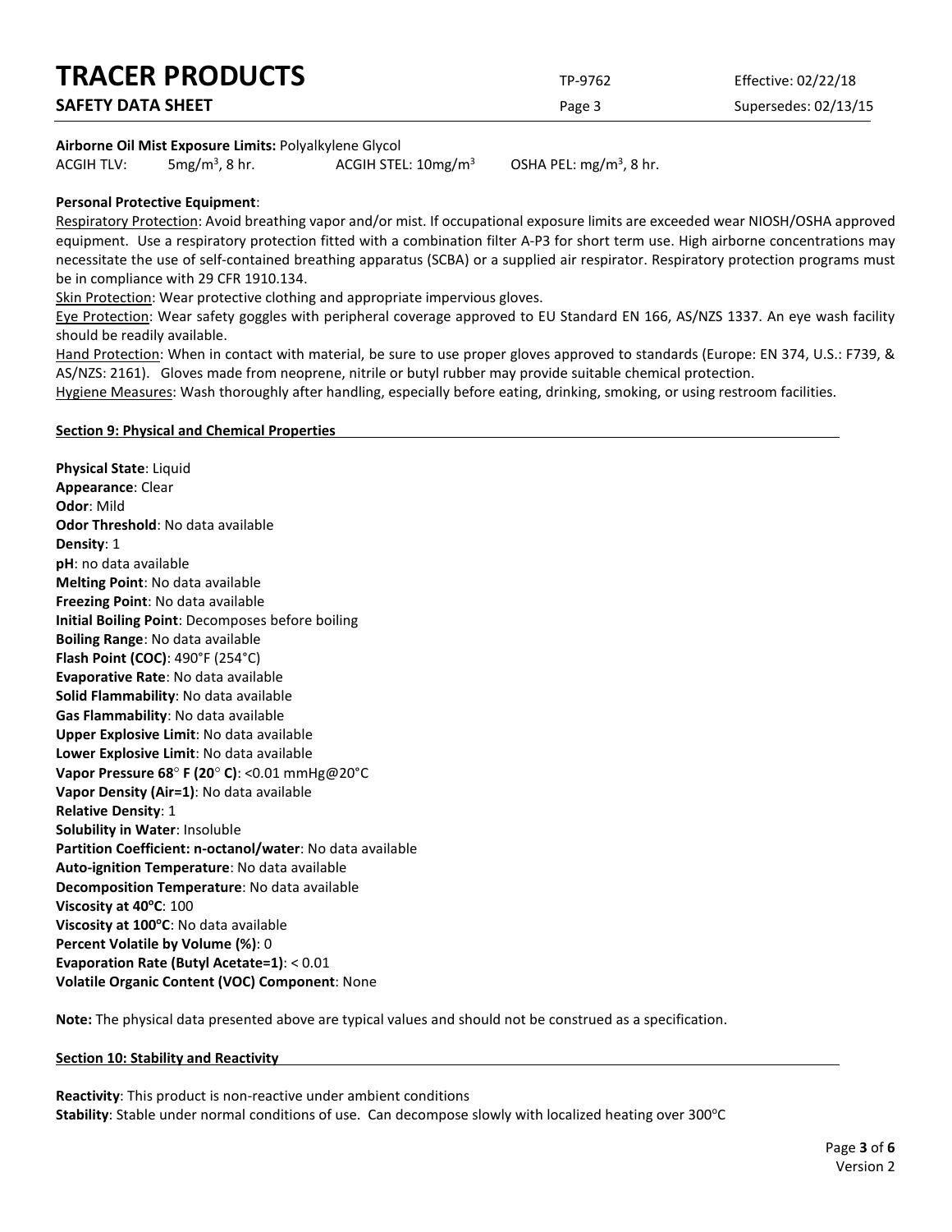**Airborne Oil Mist Exposure Limits:** Polyalkylene Glycol

ACGIH TLV: 5mg/m$^3$, 8 hr. ACGIH STEL: 10mg/m$^3$ OSHA PEL: mg/m$^3$, 8 hr.

**Personal Protective Equipment**:

Respiratory Protection: Avoid breathing vapor and/or mist. If occupational exposure limits are exceeded wear NIOSH/OSHA approved equipment. Use a respiratory protection fitted with a combination filter A-P3 for short term use. High airborne concentrations may necessitate the use of self-contained breathing apparatus (SCBA) or a supplied air respirator. Respiratory protection programs must be in compliance with 29 CFR 1910.134.

Skin Protection: Wear protective clothing and appropriate impervious gloves.

Eye Protection: Wear safety goggles with peripheral coverage approved to EU Standard EN 166, AS/NZS 1337. An eye wash facility should be readily available.

Hand Protection: When in contact with material, be sure to use proper gloves approved to standards (Europe: EN 374, U.S.: F739, & AS/NZS: 2161). Gloves made from neoprene, nitrile or butyl rubber may provide suitable chemical protection.

Hygiene Measures: Wash thoroughly after handling, especially before eating, drinking, smoking, or using restroom facilities.

## Section 9: Physical and Chemical Properties

**Physical State**: Liquid
**Appearance**: Clear
**Odor**: Mild
**Odor Threshold**: No data available
**Density**: 1
**pH**: no data available
**Melting Point**: No data available
**Freezing Point**: No data available
**Initial Boiling Point**: Decomposes before boiling
**Boiling Range**: No data available
**Flash Point (COC)**: 490°F (254°C)
**Evaporative Rate**: No data available
**Solid Flammability**: No data available
**Gas Flammability**: No data available
**Upper Explosive Limit**: No data available
**Lower Explosive Limit**: No data available
**Vapor Pressure 68° F (20° C)**: <0.01 mmHg@20°C
**Vapor Density (Air=1)**: No data available
**Relative Density**: 1
**Solubility in Water**: Insoluble
**Partition Coefficient: n-octanol/water**: No data available
**Auto-ignition Temperature**: No data available
**Decomposition Temperature**: No data available
**Viscosity at 40°C**: 100
**Viscosity at 100°C**: No data available
**Percent Volatile by Volume (%)**: 0
**Evaporation Rate (Butyl Acetate=1)**: < 0.01
**Volatile Organic Content (VOC) Component**: None

**Note:** The physical data presented above are typical values and should not be construed as a specification.

## Section 10: Stability and Reactivity

**Reactivity**: This product is non-reactive under ambient conditions
**Stability**: Stable under normal conditions of use. Can decompose slowly with localized heating over 300°C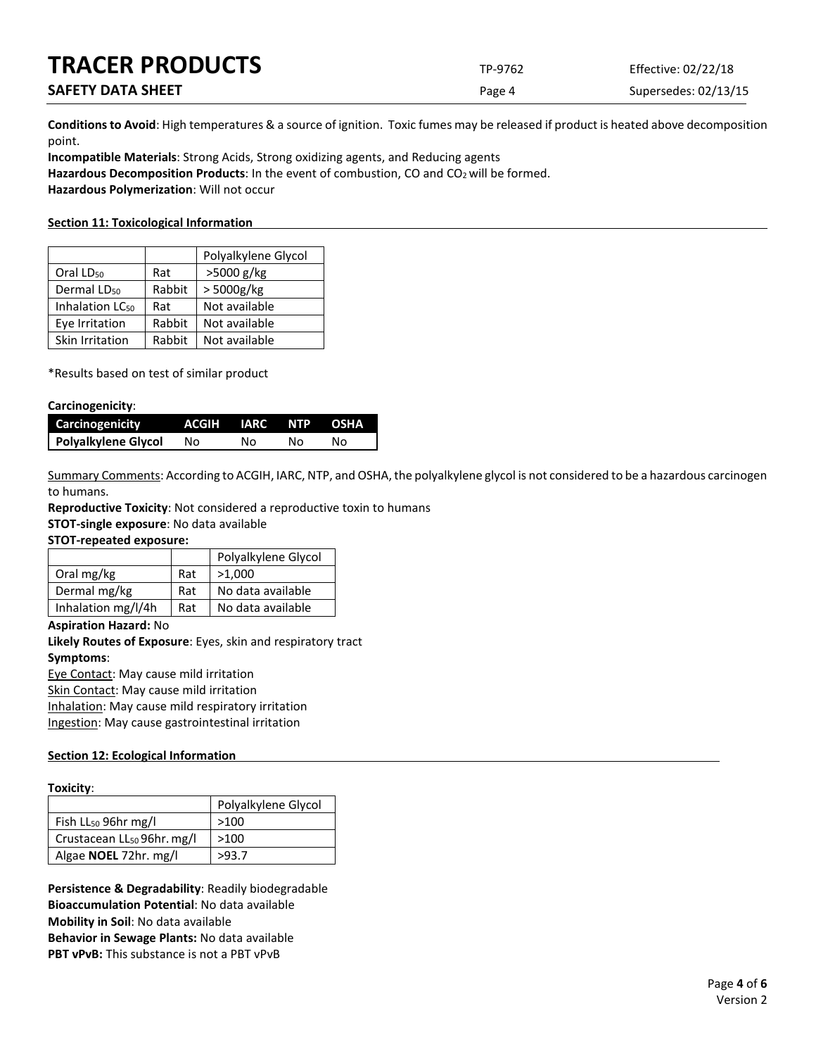**Conditions to Avoid**: High temperatures & a source of ignition. Toxic fumes may be released if product is heated above decomposition point.

**Incompatible Materials**: Strong Acids, Strong oxidizing agents, and Reducing agents

**Hazardous Decomposition Products**: In the event of combustion, CO and $CO_2$ will be formed.

**Hazardous Polymerization**: Will not occur

## Section 11: Toxicological Information

| | | Polyalkylene Glycol |
|---|---|---|
| Oral $LD_{50}$ | Rat | >5000 g/kg |
| Dermal $LD_{50}$ | Rabbit | > 5000g/kg |
| Inhalation $LC_{50}$ | Rat | Not available |
| Eye Irritation | Rabbit | Not available |
| Skin Irritation | Rabbit | Not available |

*Results based on test of similar product

**Carcinogenicity**:

| Carcinogenicity | ACGIH | IARC | NTP | OSHA |
|---|---|---|---|---|
| **Polyalkylene Glycol** | No | No | No | No |

Summary Comments: According to ACGIH, IARC, NTP, and OSHA, the polyalkylene glycol is not considered to be a hazardous carcinogen to humans.

**Reproductive Toxicity**: Not considered a reproductive toxin to humans

**STOT-single exposure**: No data available

**STOT-repeated exposure:**

| | | Polyalkylene Glycol |
|---|---|---|
| Oral mg/kg | Rat | >1,000 |
| Dermal mg/kg | Rat | No data available |
| Inhalation mg/l/4h | Rat | No data available |

**Aspiration Hazard:** No

**Likely Routes of Exposure**: Eyes, skin and respiratory tract

**Symptoms**:

Eye Contact: May cause mild irritation

Skin Contact: May cause mild irritation

Inhalation: May cause mild respiratory irritation

Ingestion: May cause gastrointestinal irritation

## Section 12: Ecological Information

**Toxicity**:

| | Polyalkylene Glycol |
|---|---|
| Fish $LL_{50}$ 96hr mg/l | >100 |
| Crustacean $LL_{50}$ 96hr. mg/l | >100 |
| Algae **NOEL** 72hr. mg/l | >93.7 |

**Persistence & Degradability**: Readily biodegradable

**Bioaccumulation Potential**: No data available

**Mobility in Soil**: No data available

**Behavior in Sewage Plants:** No data available

**PBT vPvB:** This substance is not a PBT vPvB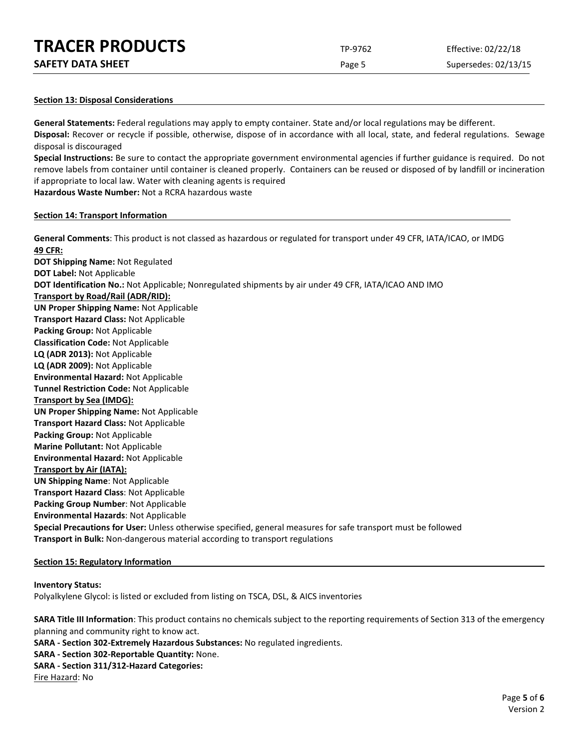## Section 13: Disposal Considerations

**General Statements:** Federal regulations may apply to empty container. State and/or local regulations may be different.

**Disposal:** Recover or recycle if possible, otherwise, dispose of in accordance with all local, state, and federal regulations. Sewage disposal is discouraged

**Special Instructions:** Be sure to contact the appropriate government environmental agencies if further guidance is required. Do not remove labels from container until container is cleaned properly. Containers can be reused or disposed of by landfill or incineration if appropriate to local law. Water with cleaning agents is required

**Hazardous Waste Number:** Not a RCRA hazardous waste

## Section 14: Transport Information

**General Comments**: This product is not classed as hazardous or regulated for transport under 49 CFR, IATA/ICAO, or IMDG

**49 CFR:**

**DOT Shipping Name:** Not Regulated
**DOT Label:** Not Applicable
**DOT Identification No.:** Not Applicable; Nonregulated shipments by air under 49 CFR, IATA/ICAO AND IMO

**Transport by Road/Rail (ADR/RID):**

**UN Proper Shipping Name:** Not Applicable
**Transport Hazard Class:** Not Applicable
**Packing Group:** Not Applicable
**Classification Code:** Not Applicable
**LQ (ADR 2013):** Not Applicable
**LQ (ADR 2009):** Not Applicable
**Environmental Hazard:** Not Applicable
**Tunnel Restriction Code:** Not Applicable

**Transport by Sea (IMDG):**

**UN Proper Shipping Name:** Not Applicable
**Transport Hazard Class:** Not Applicable
**Packing Group:** Not Applicable
**Marine Pollutant:** Not Applicable
**Environmental Hazard:** Not Applicable

**Transport by Air (IATA):**

**UN Shipping Name**: Not Applicable
**Transport Hazard Class**: Not Applicable
**Packing Group Number**: Not Applicable
**Environmental Hazards**: Not Applicable
**Special Precautions for User:** Unless otherwise specified, general measures for safe transport must be followed
**Transport in Bulk:** Non-dangerous material according to transport regulations

## Section 15: Regulatory Information

**Inventory Status:**
Polyalkylene Glycol: is listed or excluded from listing on TSCA, DSL, & AICS inventories

**SARA Title III Information**: This product contains no chemicals subject to the reporting requirements of Section 313 of the emergency planning and community right to know act.
**SARA - Section 302-Extremely Hazardous Substances:** No regulated ingredients.
**SARA - Section 302-Reportable Quantity:** None.
**SARA - Section 311/312-Hazard Categories:**
Fire Hazard: No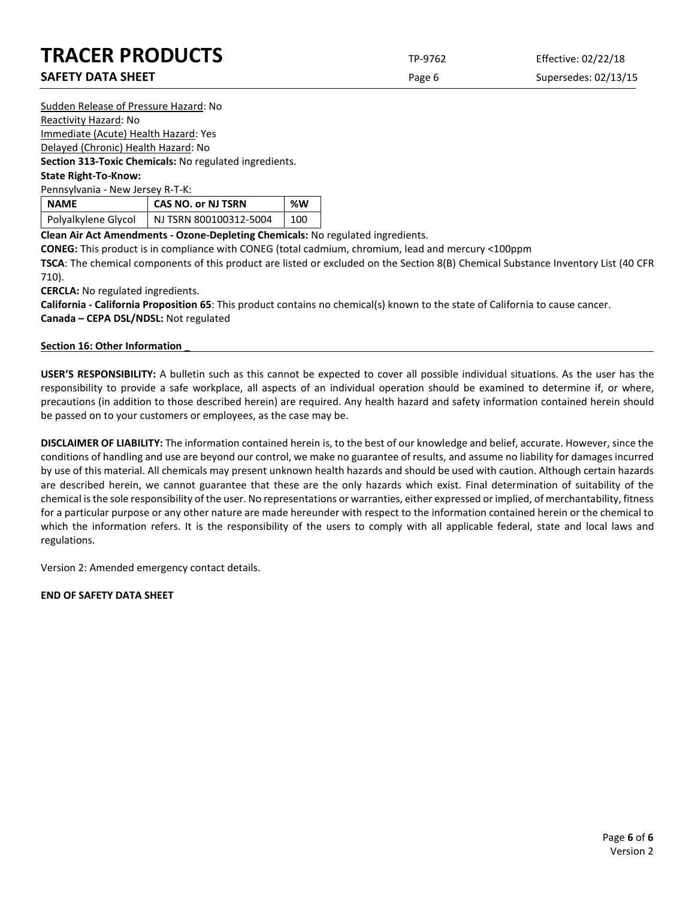Sudden Release of Pressure Hazard: No
Reactivity Hazard: No
Immediate (Acute) Health Hazard: Yes
Delayed (Chronic) Health Hazard: No

**Section 313-Toxic Chemicals:** No regulated ingredients.

**State Right-To-Know:**

Pennsylvania - New Jersey R-T-K:

| NAME | CAS NO. or NJ TSRN | %W |
|---|---|---|
| Polyalkylene Glycol | NJ TSRN 800100312-5004 | 100 |

**Clean Air Act Amendments - Ozone-Depleting Chemicals:** No regulated ingredients.

**CONEG:** This product is in compliance with CONEG (total cadmium, chromium, lead and mercury <100ppm

**TSCA**: The chemical components of this product are listed or excluded on the Section 8(B) Chemical Substance Inventory List (40 CFR 710).

**CERCLA:** No regulated ingredients.

**California - California Proposition 65**: This product contains no chemical(s) known to the state of California to cause cancer.

**Canada – CEPA DSL/NDSL:** Not regulated

## Section 16: Other Information

**USER'S RESPONSIBILITY:** A bulletin such as this cannot be expected to cover all possible individual situations. As the user has the responsibility to provide a safe workplace, all aspects of an individual operation should be examined to determine if, or where, precautions (in addition to those described herein) are required. Any health hazard and safety information contained herein should be passed on to your customers or employees, as the case may be.

**DISCLAIMER OF LIABILITY:** The information contained herein is, to the best of our knowledge and belief, accurate. However, since the conditions of handling and use are beyond our control, we make no guarantee of results, and assume no liability for damages incurred by use of this material. All chemicals may present unknown health hazards and should be used with caution. Although certain hazards are described herein, we cannot guarantee that these are the only hazards which exist. Final determination of suitability of the chemical is the sole responsibility of the user. No representations or warranties, either expressed or implied, of merchantability, fitness for a particular purpose or any other nature are made hereunder with respect to the information contained herein or the chemical to which the information refers. It is the responsibility of the users to comply with all applicable federal, state and local laws and regulations.

Version 2: Amended emergency contact details.

**END OF SAFETY DATA SHEET**